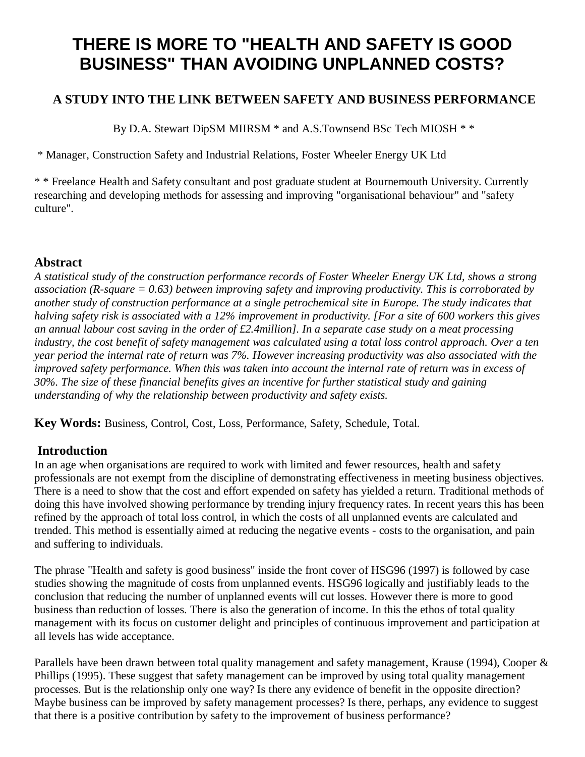# THERE IS MORE TO "HEALTH AND SAFETY IS GOOD BUSINESS" THAN AVOIDING UNPLANNED COSTS?

## A STUDY INTO THE LINK BETWEEN SAFETY AND BUSINESS PERFORMANCE

By D.A. Stewart DipSM MIIRSM * and A.S.Townsend BSc Tech MIOSH * *

\* Manager, Construction Safety and Industrial Relations, Foster Wheeler Energy UK Ltd

\* \* Freelance Health and Safety consultant and post graduate student at Bournemouth University. Currently researching and developing methods for assessing and improving "organisational behaviour" and "safety culture".

### Abstract

*A statistical study of the construction performance records of Foster Wheeler Energy UK Ltd, shows a strong association (R-square = 0.63) between improving safety and improving productivity. This is corroborated by another study of construction performance at a single petrochemical site in Europe. The study indicates that halving safety risk is associated with a 12% improvement in productivity. [For a site of 600 workers this gives an annual labour cost saving in the order of £2.4million]. In a separate case study on a meat processing industry, the cost benefit of safety management was calculated using a total loss control approach. Over a ten year period the internal rate of return was 7%. However increasing productivity was also associated with the improved safety performance. When this was taken into account the internal rate of return was in excess of 30%. The size of these financial benefits gives an incentive for further statistical study and gaining understanding of why the relationship between productivity and safety exists.*

**Key Words:** Business, Control, Cost, Loss, Performance, Safety, Schedule, Total.

### Introduction

In an age when organisations are required to work with limited and fewer resources, health and safety professionals are not exempt from the discipline of demonstrating effectiveness in meeting business objectives. There is a need to show that the cost and effort expended on safety has yielded a return. Traditional methods of doing this have involved showing performance by trending injury frequency rates. In recent years this has been refined by the approach of total loss control, in which the costs of all unplanned events are calculated and trended. This method is essentially aimed at reducing the negative events - costs to the organisation, and pain and suffering to individuals.

The phrase "Health and safety is good business" inside the front cover of HSG96 (1997) is followed by case studies showing the magnitude of costs from unplanned events. HSG96 logically and justifiably leads to the conclusion that reducing the number of unplanned events will cut losses. However there is more to good business than reduction of losses. There is also the generation of income. In this the ethos of total quality management with its focus on customer delight and principles of continuous improvement and participation at all levels has wide acceptance.

Parallels have been drawn between total quality management and safety management, Krause (1994), Cooper & Phillips (1995). These suggest that safety management can be improved by using total quality management processes. But is the relationship only one way? Is there any evidence of benefit in the opposite direction? Maybe business can be improved by safety management processes? Is there, perhaps, any evidence to suggest that there is a positive contribution by safety to the improvement of business performance?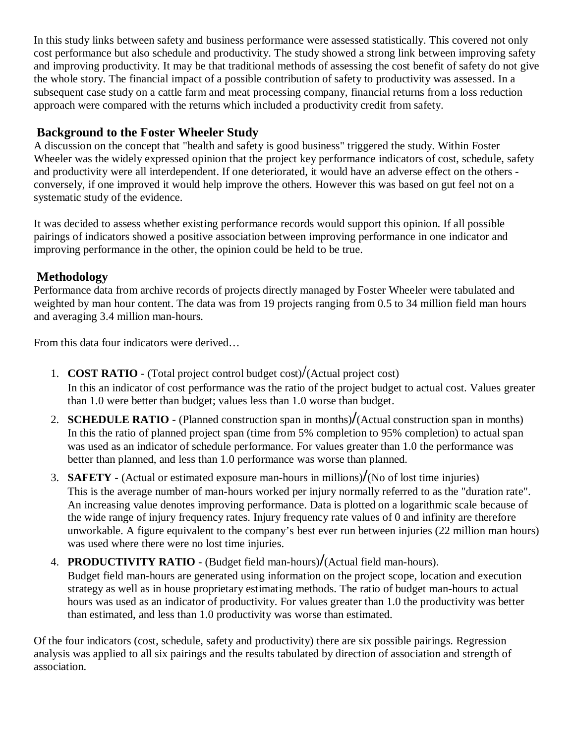In this study links between safety and business performance were assessed statistically. This covered not only cost performance but also schedule and productivity. The study showed a strong link between improving safety and improving productivity. It may be that traditional methods of assessing the cost benefit of safety do not give the whole story. The financial impact of a possible contribution of safety to productivity was assessed. In a subsequent case study on a cattle farm and meat processing company, financial returns from a loss reduction approach were compared with the returns which included a productivity credit from safety.

## Background to the Foster Wheeler Study

A discussion on the concept that "health and safety is good business" triggered the study. Within Foster Wheeler was the widely expressed opinion that the project key performance indicators of cost, schedule, safety and productivity were all interdependent. If one deteriorated, it would have an adverse effect on the others - conversely, if one improved it would help improve the others. However this was based on gut feel not on a systematic study of the evidence.

It was decided to assess whether existing performance records would support this opinion. If all possible pairings of indicators showed a positive association between improving performance in one indicator and improving performance in the other, the opinion could be held to be true.

## Methodology

Performance data from archive records of projects directly managed by Foster Wheeler were tabulated and weighted by man hour content. The data was from 19 projects ranging from 0.5 to 34 million field man hours and averaging 3.4 million man-hours.

From this data four indicators were derived…

1. **COST RATIO** - (Total project control budget cost)/(Actual project cost)
   In this an indicator of cost performance was the ratio of the project budget to actual cost. Values greater than 1.0 were better than budget; values less than 1.0 worse than budget.
2. **SCHEDULE RATIO** - (Planned construction span in months)/(Actual construction span in months)
   In this the ratio of planned project span (time from 5% completion to 95% completion) to actual span was used as an indicator of schedule performance. For values greater than 1.0 the performance was better than planned, and less than 1.0 performance was worse than planned.
3. **SAFETY** - (Actual or estimated exposure man-hours in millions)/(No of lost time injuries)
   This is the average number of man-hours worked per injury normally referred to as the "duration rate". An increasing value denotes improving performance. Data is plotted on a logarithmic scale because of the wide range of injury frequency rates. Injury frequency rate values of 0 and infinity are therefore unworkable. A figure equivalent to the company's best ever run between injuries (22 million man hours) was used where there were no lost time injuries.
4. **PRODUCTIVITY RATIO** - (Budget field man-hours)/(Actual field man-hours).
   Budget field man-hours are generated using information on the project scope, location and execution strategy as well as in house proprietary estimating methods. The ratio of budget man-hours to actual hours was used as an indicator of productivity. For values greater than 1.0 the productivity was better than estimated, and less than 1.0 productivity was worse than estimated.

Of the four indicators (cost, schedule, safety and productivity) there are six possible pairings. Regression analysis was applied to all six pairings and the results tabulated by direction of association and strength of association.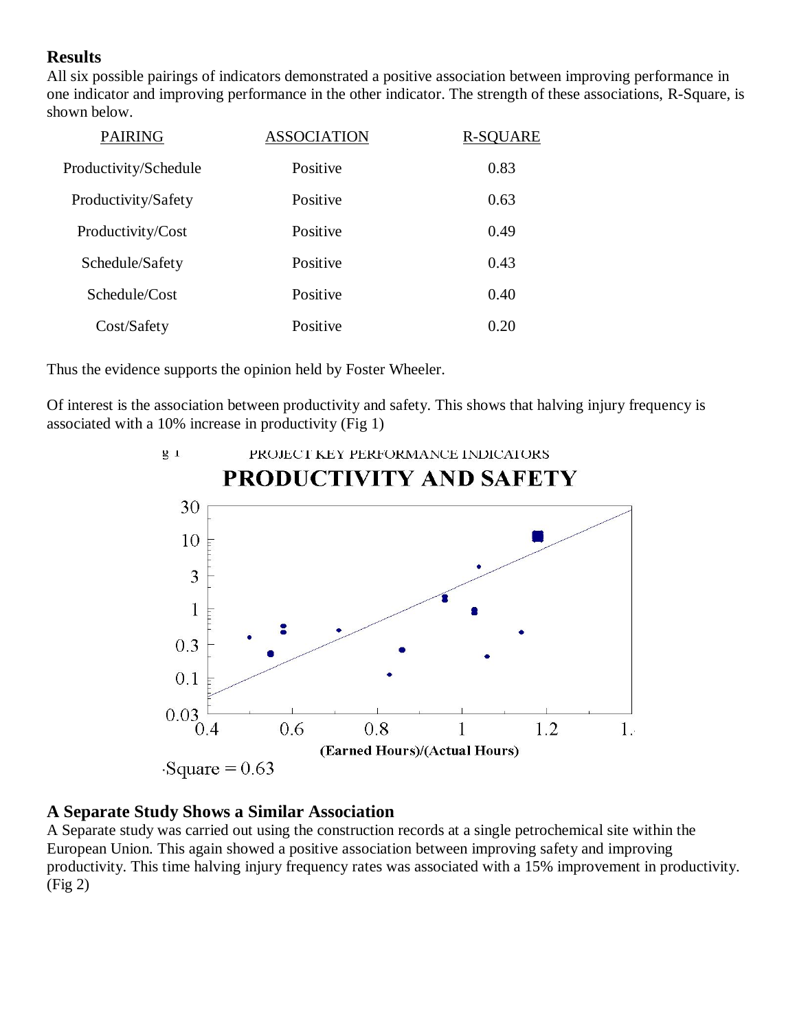## Results

All six possible pairings of indicators demonstrated a positive association between improving performance in one indicator and improving performance in the other indicator. The strength of these associations, R-Square, is shown below.

| PAIRING | ASSOCIATION | R-SQUARE |
|---|---|---|
| Productivity/Schedule | Positive | 0.83 |
| Productivity/Safety | Positive | 0.63 |
| Productivity/Cost | Positive | 0.49 |
| Schedule/Safety | Positive | 0.43 |
| Schedule/Cost | Positive | 0.40 |
| Cost/Safety | Positive | 0.20 |

Thus the evidence supports the opinion held by Foster Wheeler.

Of interest is the association between productivity and safety. This shows that halving injury frequency is associated with a 10% increase in productivity (Fig 1)

Fig 1 PROJECT KEY PERFORMANCE INDICATORS

**PRODUCTIVITY AND SAFETY**

(Earned Hours)/(Actual Hours)

R-Square = 0.63

## A Separate Study Shows a Similar Association

A Separate study was carried out using the construction records at a single petrochemical site within the European Union. This again showed a positive association between improving safety and improving productivity. This time halving injury frequency rates was associated with a 15% improvement in productivity. (Fig 2)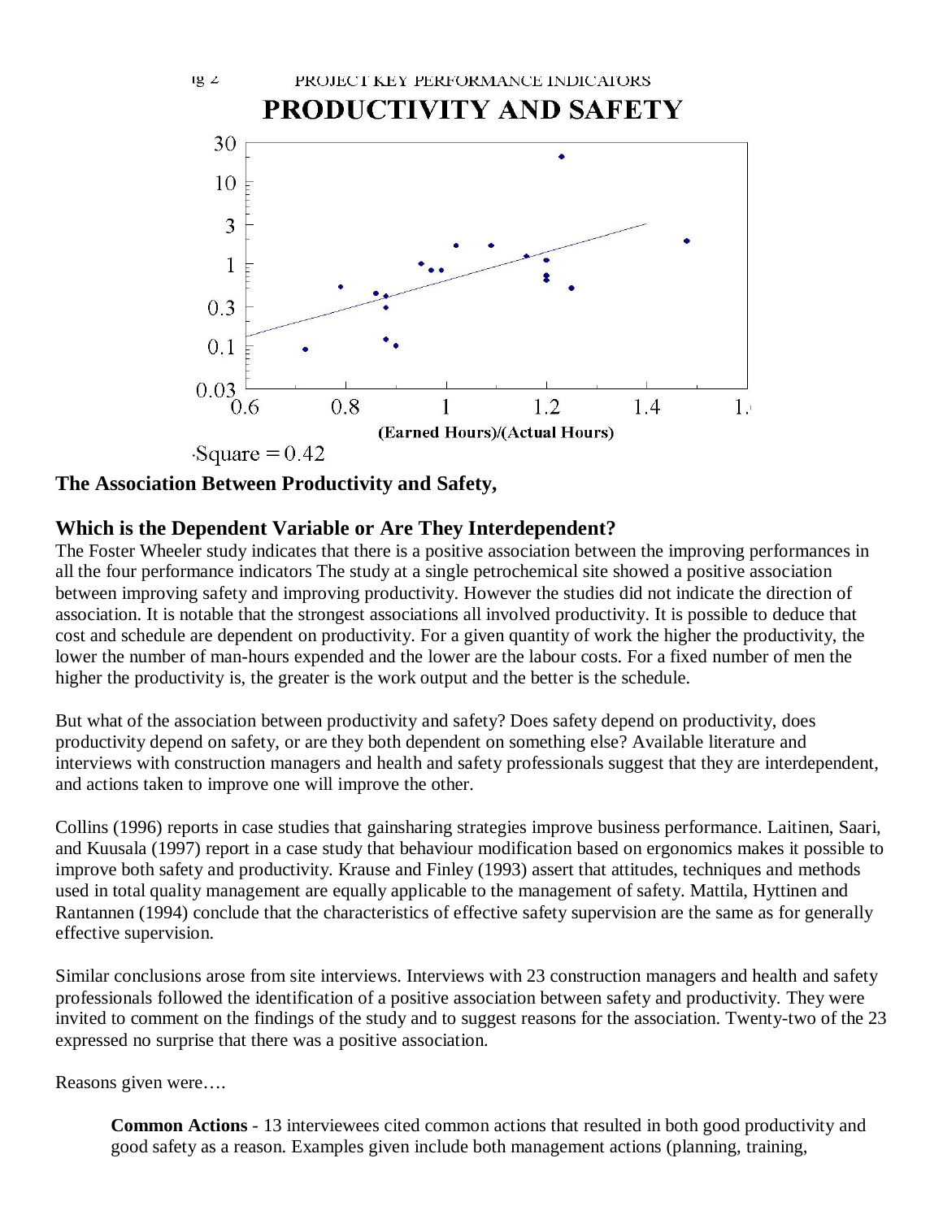ig 2 PROJECT KEY PERFORMANCE INDICATORS

**PRODUCTIVITY AND SAFETY**

(Earned Hours)/(Actual Hours)

R-Square = 0.42

**The Association Between Productivity and Safety,**

**Which is the Dependent Variable or Are They Interdependent?**

The Foster Wheeler study indicates that there is a positive association between the improving performances in all the four performance indicators The study at a single petrochemical site showed a positive association between improving safety and improving productivity. However the studies did not indicate the direction of association. It is notable that the strongest associations all involved productivity. It is possible to deduce that cost and schedule are dependent on productivity. For a given quantity of work the higher the productivity, the lower the number of man-hours expended and the lower are the labour costs. For a fixed number of men the higher the productivity is, the greater is the work output and the better is the schedule.

But what of the association between productivity and safety? Does safety depend on productivity, does productivity depend on safety, or are they both dependent on something else? Available literature and interviews with construction managers and health and safety professionals suggest that they are interdependent, and actions taken to improve one will improve the other.

Collins (1996) reports in case studies that gainsharing strategies improve business performance. Laitinen, Saari, and Kuusala (1997) report in a case study that behaviour modification based on ergonomics makes it possible to improve both safety and productivity. Krause and Finley (1993) assert that attitudes, techniques and methods used in total quality management are equally applicable to the management of safety. Mattila, Hyttinen and Rantannen (1994) conclude that the characteristics of effective safety supervision are the same as for generally effective supervision.

Similar conclusions arose from site interviews. Interviews with 23 construction managers and health and safety professionals followed the identification of a positive association between safety and productivity. They were invited to comment on the findings of the study and to suggest reasons for the association. Twenty-two of the 23 expressed no surprise that there was a positive association.

Reasons given were….

**Common Actions** - 13 interviewees cited common actions that resulted in both good productivity and good safety as a reason. Examples given include both management actions (planning, training,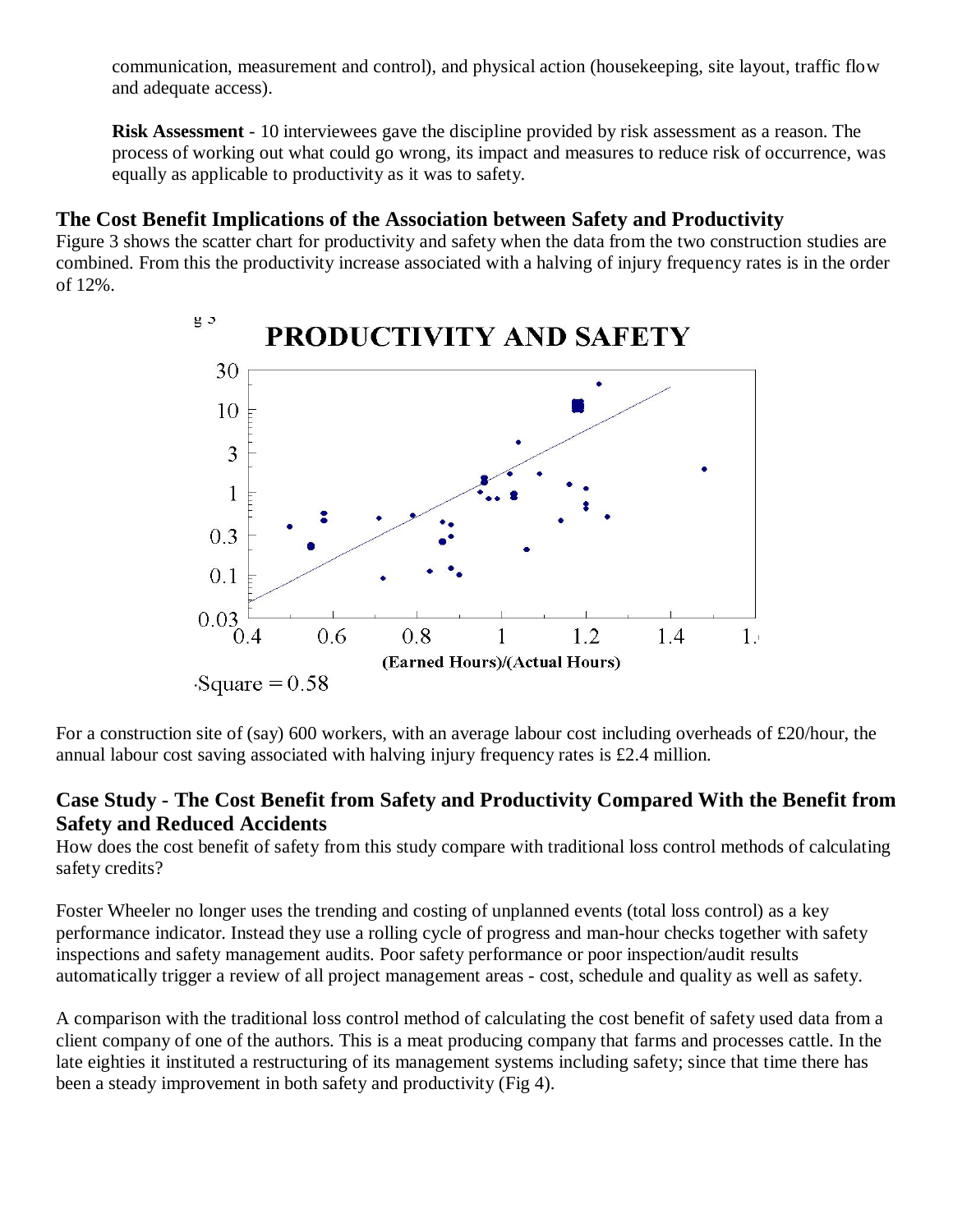communication, measurement and control), and physical action (housekeeping, site layout, traffic flow and adequate access).

**Risk Assessment** - 10 interviewees gave the discipline provided by risk assessment as a reason. The process of working out what could go wrong, its impact and measures to reduce risk of occurrence, was equally as applicable to productivity as it was to safety.

## The Cost Benefit Implications of the Association between Safety and Productivity

Figure 3 shows the scatter chart for productivity and safety when the data from the two construction studies are combined. From this the productivity increase associated with a halving of injury frequency rates is in the order of 12%.

For a construction site of (say) 600 workers, with an average labour cost including overheads of £20/hour, the annual labour cost saving associated with halving injury frequency rates is £2.4 million.

## Case Study - The Cost Benefit from Safety and Productivity Compared With the Benefit from Safety and Reduced Accidents

How does the cost benefit of safety from this study compare with traditional loss control methods of calculating safety credits?

Foster Wheeler no longer uses the trending and costing of unplanned events (total loss control) as a key performance indicator. Instead they use a rolling cycle of progress and man-hour checks together with safety inspections and safety management audits. Poor safety performance or poor inspection/audit results automatically trigger a review of all project management areas - cost, schedule and quality as well as safety.

A comparison with the traditional loss control method of calculating the cost benefit of safety used data from a client company of one of the authors. This is a meat producing company that farms and processes cattle. In the late eighties it instituted a restructuring of its management systems including safety; since that time there has been a steady improvement in both safety and productivity (Fig 4).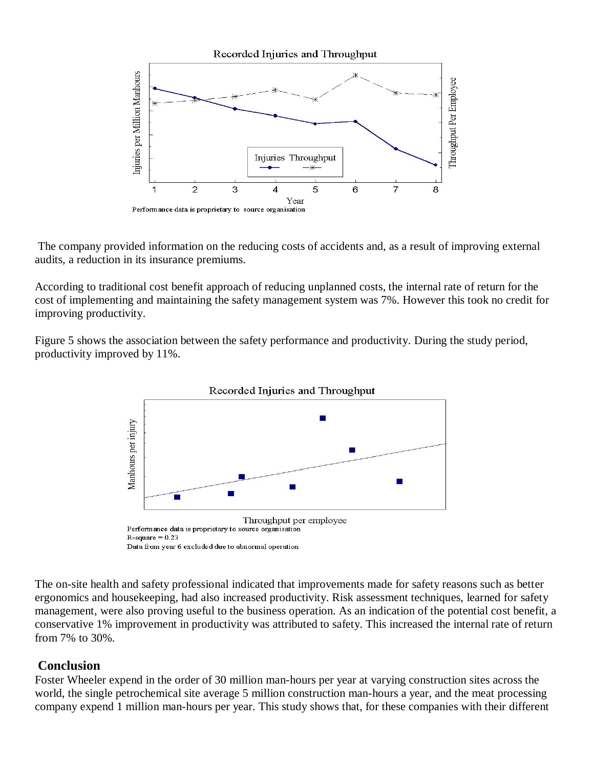Recorded Injuries and Throughput

Performance data is proprietary to source organisation

The company provided information on the reducing costs of accidents and, as a result of improving external audits, a reduction in its insurance premiums.

According to traditional cost benefit approach of reducing unplanned costs, the internal rate of return for the cost of implementing and maintaining the safety management system was 7%. However this took no credit for improving productivity.

Figure 5 shows the association between the safety performance and productivity. During the study period, productivity improved by 11%.

Recorded Injuries and Throughput

Performance data is proprietary to source organisation
R-square = 0.23
Data from year 6 excluded due to abnormal operation

The on-site health and safety professional indicated that improvements made for safety reasons such as better ergonomics and housekeeping, had also increased productivity. Risk assessment techniques, learned for safety management, were also proving useful to the business operation. As an indication of the potential cost benefit, a conservative 1% improvement in productivity was attributed to safety. This increased the internal rate of return from 7% to 30%.

## Conclusion

Foster Wheeler expend in the order of 30 million man-hours per year at varying construction sites across the world, the single petrochemical site average 5 million construction man-hours a year, and the meat processing company expend 1 million man-hours per year. This study shows that, for these companies with their different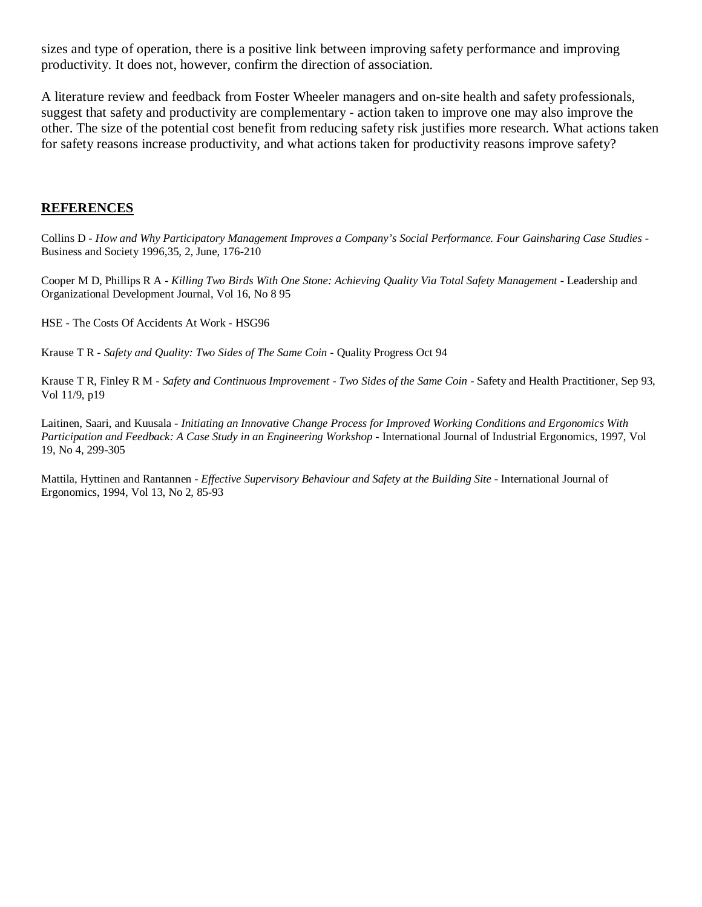sizes and type of operation, there is a positive link between improving safety performance and improving productivity. It does not, however, confirm the direction of association.

A literature review and feedback from Foster Wheeler managers and on-site health and safety professionals, suggest that safety and productivity are complementary - action taken to improve one may also improve the other. The size of the potential cost benefit from reducing safety risk justifies more research. What actions taken for safety reasons increase productivity, and what actions taken for productivity reasons improve safety?

## REFERENCES

Collins D - *How and Why Participatory Management Improves a Company's Social Performance. Four Gainsharing Case Studies* - Business and Society 1996,35, 2, June, 176-210

Cooper M D, Phillips R A - *Killing Two Birds With One Stone: Achieving Quality Via Total Safety Management* - Leadership and Organizational Development Journal, Vol 16, No 8 95

HSE - The Costs Of Accidents At Work - HSG96

Krause T R - *Safety and Quality: Two Sides of The Same Coin* - Quality Progress Oct 94

Krause T R, Finley R M - *Safety and Continuous Improvement - Two Sides of the Same Coin* - Safety and Health Practitioner, Sep 93, Vol 11/9, p19

Laitinen, Saari, and Kuusala - *Initiating an Innovative Change Process for Improved Working Conditions and Ergonomics With Participation and Feedback: A Case Study in an Engineering Workshop* - International Journal of Industrial Ergonomics, 1997, Vol 19, No 4, 299-305

Mattila, Hyttinen and Rantannen - *Effective Supervisory Behaviour and Safety at the Building Site* - International Journal of Ergonomics, 1994, Vol 13, No 2, 85-93